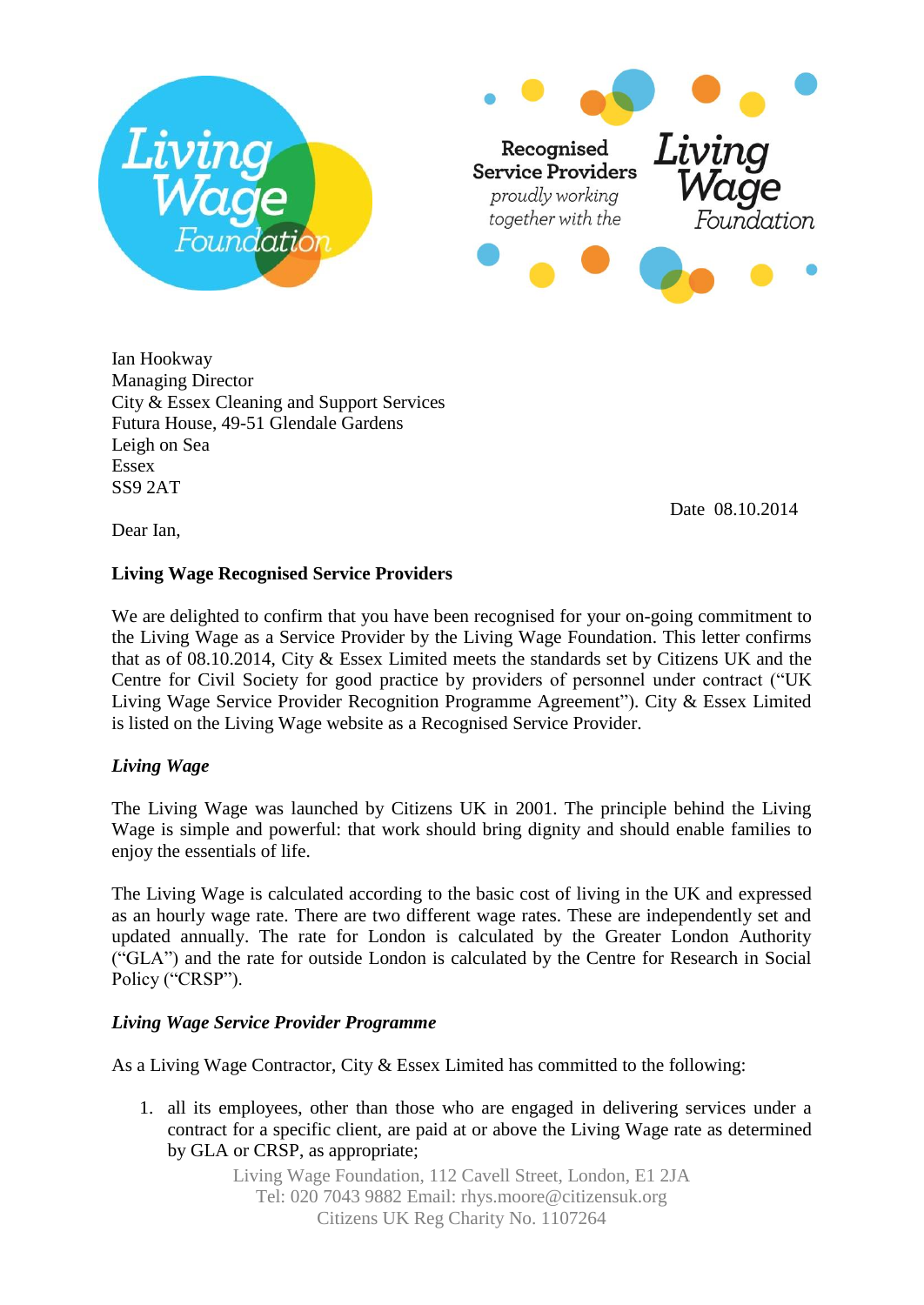Ian Hookway
Managing Director
City & Essex Cleaning and Support Services
Futura House, 49-51 Glendale Gardens
Leigh on Sea
Essex
SS9 2AT

Date 08.10.2014

Dear Ian,

**Living Wage Recognised Service Providers**

We are delighted to confirm that you have been recognised for your on-going commitment to the Living Wage as a Service Provider by the Living Wage Foundation. This letter confirms that as of 08.10.2014, City & Essex Limited meets the standards set by Citizens UK and the Centre for Civil Society for good practice by providers of personnel under contract ("UK Living Wage Service Provider Recognition Programme Agreement"). City & Essex Limited is listed on the Living Wage website as a Recognised Service Provider.

***Living Wage***

The Living Wage was launched by Citizens UK in 2001. The principle behind the Living Wage is simple and powerful: that work should bring dignity and should enable families to enjoy the essentials of life.

The Living Wage is calculated according to the basic cost of living in the UK and expressed as an hourly wage rate. There are two different wage rates. These are independently set and updated annually. The rate for London is calculated by the Greater London Authority ("GLA") and the rate for outside London is calculated by the Centre for Research in Social Policy ("CRSP").

***Living Wage Service Provider Programme***

As a Living Wage Contractor, City & Essex Limited has committed to the following:

1. all its employees, other than those who are engaged in delivering services under a contract for a specific client, are paid at or above the Living Wage rate as determined by GLA or CRSP, as appropriate;

Living Wage Foundation, 112 Cavell Street, London, E1 2JA
Tel: 020 7043 9882 Email: rhys.moore@citizensuk.org
Citizens UK Reg Charity No. 1107264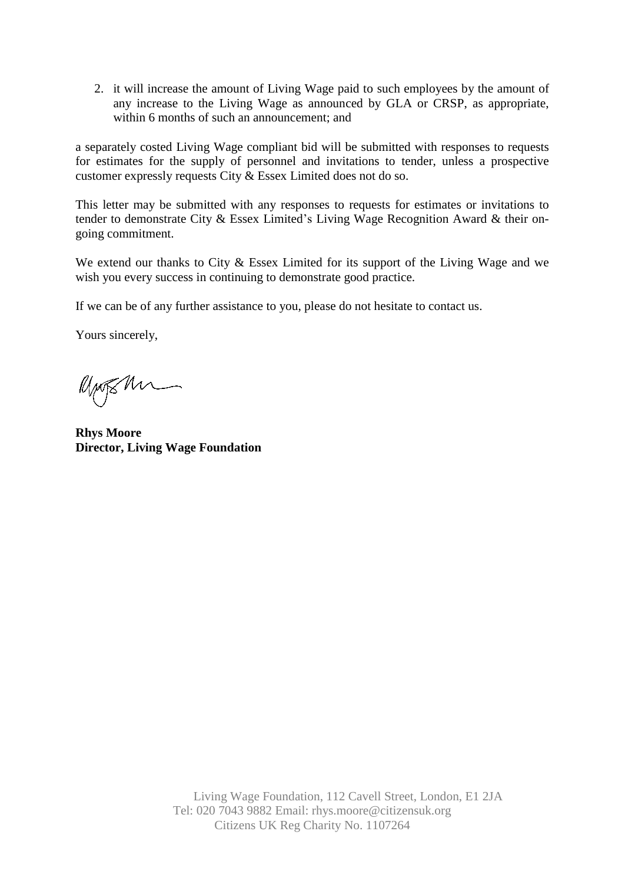2. it will increase the amount of Living Wage paid to such employees by the amount of any increase to the Living Wage as announced by GLA or CRSP, as appropriate, within 6 months of such an announcement; and

a separately costed Living Wage compliant bid will be submitted with responses to requests for estimates for the supply of personnel and invitations to tender, unless a prospective customer expressly requests City & Essex Limited does not do so.

This letter may be submitted with any responses to requests for estimates or invitations to tender to demonstrate City & Essex Limited's Living Wage Recognition Award & their on-going commitment.

We extend our thanks to City & Essex Limited for its support of the Living Wage and we wish you every success in continuing to demonstrate good practice.

If we can be of any further assistance to you, please do not hesitate to contact us.

Yours sincerely,

**Rhys Moore**
**Director, Living Wage Foundation**

Living Wage Foundation, 112 Cavell Street, London, E1 2JA
Tel: 020 7043 9882 Email: rhys.moore@citizensuk.org
Citizens UK Reg Charity No. 1107264